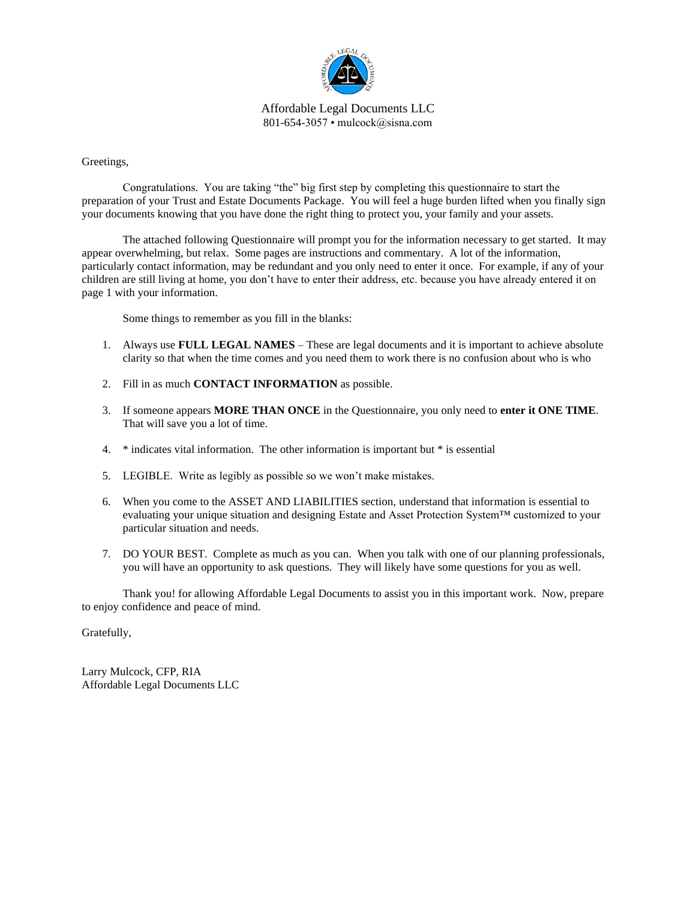Affordable Legal Documents LLC
801-654-3057 • mulcock@sisna.com

Greetings,

Congratulations. You are taking "the" big first step by completing this questionnaire to start the preparation of your Trust and Estate Documents Package. You will feel a huge burden lifted when you finally sign your documents knowing that you have done the right thing to protect you, your family and your assets.

The attached following Questionnaire will prompt you for the information necessary to get started. It may appear overwhelming, but relax. Some pages are instructions and commentary. A lot of the information, particularly contact information, may be redundant and you only need to enter it once. For example, if any of your children are still living at home, you don't have to enter their address, etc. because you have already entered it on page 1 with your information.

Some things to remember as you fill in the blanks:

1. Always use **FULL LEGAL NAMES** – These are legal documents and it is important to achieve absolute clarity so that when the time comes and you need them to work there is no confusion about who is who
2. Fill in as much **CONTACT INFORMATION** as possible.
3. If someone appears **MORE THAN ONCE** in the Questionnaire, you only need to **enter it ONE TIME**. That will save you a lot of time.
4. * indicates vital information. The other information is important but * is essential
5. LEGIBLE. Write as legibly as possible so we won't make mistakes.
6. When you come to the ASSET AND LIABILITIES section, understand that information is essential to evaluating your unique situation and designing Estate and Asset Protection System™ customized to your particular situation and needs.
7. DO YOUR BEST. Complete as much as you can. When you talk with one of our planning professionals, you will have an opportunity to ask questions. They will likely have some questions for you as well.

Thank you! for allowing Affordable Legal Documents to assist you in this important work. Now, prepare to enjoy confidence and peace of mind.

Gratefully,

Larry Mulcock, CFP, RIA
Affordable Legal Documents LLC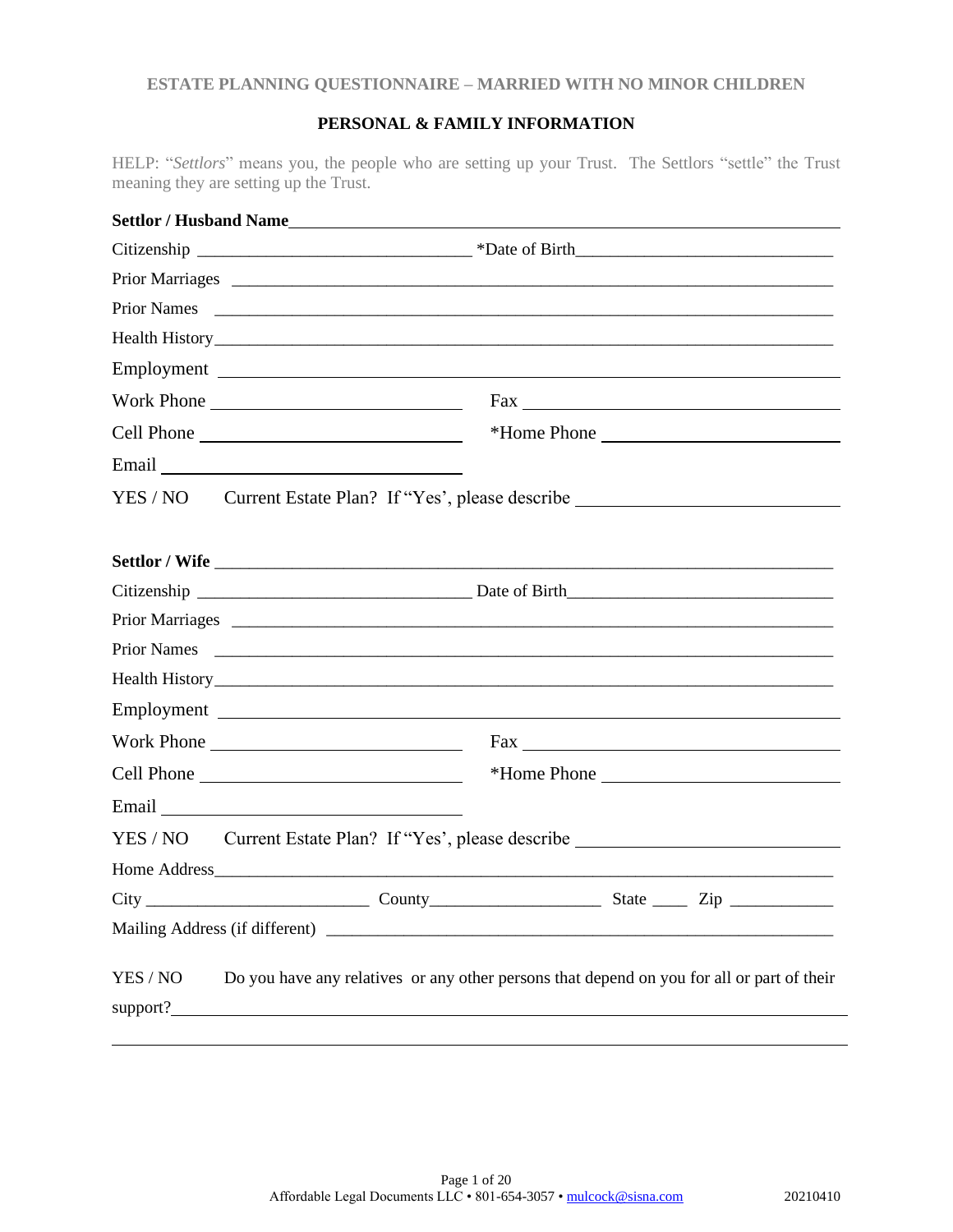ESTATE PLANNING QUESTIONNAIRE – MARRIED WITH NO MINOR CHILDREN

## PERSONAL & FAMILY INFORMATION

HELP: "*Settlors*" means you, the people who are setting up your Trust. The Settlors "settle" the Trust meaning they are setting up the Trust.

**Settlor / Husband Name**\_\_\_\_\_\_\_\_\_\_\_\_\_\_\_\_\_\_\_\_\_\_\_\_\_\_\_\_\_\_\_\_\_\_\_\_\_\_\_\_\_\_\_\_\_\_\_\_

Citizenship \_\_\_\_\_\_\_\_\_\_\_\_\_\_\_\_\_\_\_\_\_\_\_\_\_\_\_\_\_\_\_\_ *Date of Birth\_\_\_\_\_\_\_\_\_\_\_\_\_\_\_\_\_\_\_\_\_\_\_\_\_\_\_\_\_\_

Prior Marriages \_\_\_\_\_\_\_\_\_\_\_\_\_\_\_\_\_\_\_\_\_\_\_\_\_\_\_\_\_\_\_\_\_\_\_\_\_\_\_\_\_\_\_\_\_\_\_\_\_\_\_\_\_\_\_\_\_\_\_\_\_\_

Prior Names \_\_\_\_\_\_\_\_\_\_\_\_\_\_\_\_\_\_\_\_\_\_\_\_\_\_\_\_\_\_\_\_\_\_\_\_\_\_\_\_\_\_\_\_\_\_\_\_\_\_\_\_\_\_\_\_\_\_\_\_\_\_\_\_\_

Health History\_\_\_\_\_\_\_\_\_\_\_\_\_\_\_\_\_\_\_\_\_\_\_\_\_\_\_\_\_\_\_\_\_\_\_\_\_\_\_\_\_\_\_\_\_\_\_\_\_\_\_\_\_\_\_\_\_\_\_\_\_\_\_\_

Employment \_\_\_\_\_\_\_\_\_\_\_\_\_\_\_\_\_\_\_\_\_\_\_\_\_\_\_\_\_\_\_\_\_\_\_\_\_\_\_\_\_\_\_\_\_\_\_\_\_\_\_\_\_\_\_\_\_\_\_\_\_\_\_\_

Work Phone \_\_\_\_\_\_\_\_\_\_\_\_\_\_\_\_\_\_\_\_\_\_\_\_\_\_\_ Fax \_\_\_\_\_\_\_\_\_\_\_\_\_\_\_\_\_\_\_\_\_\_\_\_\_\_\_\_\_\_\_\_

Cell Phone \_\_\_\_\_\_\_\_\_\_\_\_\_\_\_\_\_\_\_\_\_\_\_\_\_\_\_\_ *Home Phone \_\_\_\_\_\_\_\_\_\_\_\_\_\_\_\_\_\_\_\_\_\_\_\_\_\_

Email \_\_\_\_\_\_\_\_\_\_\_\_\_\_\_\_\_\_\_\_\_\_\_\_\_\_\_\_\_\_\_\_\_

YES / NO Current Estate Plan? If "Yes', please describe \_\_\_\_\_\_\_\_\_\_\_\_\_\_\_\_\_\_\_\_\_\_\_\_\_\_\_\_

**Settlor / Wife** \_\_\_\_\_\_\_\_\_\_\_\_\_\_\_\_\_\_\_\_\_\_\_\_\_\_\_\_\_\_\_\_\_\_\_\_\_\_\_\_\_\_\_\_\_\_\_\_\_\_\_\_\_\_\_\_\_\_\_\_\_\_\_\_\_\_

Citizenship \_\_\_\_\_\_\_\_\_\_\_\_\_\_\_\_\_\_\_\_\_\_\_\_\_\_\_\_\_\_\_\_ Date of Birth\_\_\_\_\_\_\_\_\_\_\_\_\_\_\_\_\_\_\_\_\_\_\_\_\_\_\_\_\_\_

Prior Marriages \_\_\_\_\_\_\_\_\_\_\_\_\_\_\_\_\_\_\_\_\_\_\_\_\_\_\_\_\_\_\_\_\_\_\_\_\_\_\_\_\_\_\_\_\_\_\_\_\_\_\_\_\_\_\_\_\_\_\_\_\_\_

Prior Names \_\_\_\_\_\_\_\_\_\_\_\_\_\_\_\_\_\_\_\_\_\_\_\_\_\_\_\_\_\_\_\_\_\_\_\_\_\_\_\_\_\_\_\_\_\_\_\_\_\_\_\_\_\_\_\_\_\_\_\_\_\_\_\_\_

Health History\_\_\_\_\_\_\_\_\_\_\_\_\_\_\_\_\_\_\_\_\_\_\_\_\_\_\_\_\_\_\_\_\_\_\_\_\_\_\_\_\_\_\_\_\_\_\_\_\_\_\_\_\_\_\_\_\_\_\_\_\_\_\_\_

Employment \_\_\_\_\_\_\_\_\_\_\_\_\_\_\_\_\_\_\_\_\_\_\_\_\_\_\_\_\_\_\_\_\_\_\_\_\_\_\_\_\_\_\_\_\_\_\_\_\_\_\_\_\_\_\_\_\_\_\_\_\_\_\_\_

Work Phone \_\_\_\_\_\_\_\_\_\_\_\_\_\_\_\_\_\_\_\_\_\_\_\_\_\_\_ Fax \_\_\_\_\_\_\_\_\_\_\_\_\_\_\_\_\_\_\_\_\_\_\_\_\_\_\_\_\_\_\_\_

Cell Phone \_\_\_\_\_\_\_\_\_\_\_\_\_\_\_\_\_\_\_\_\_\_\_\_\_\_\_\_ *Home Phone \_\_\_\_\_\_\_\_\_\_\_\_\_\_\_\_\_\_\_\_\_\_\_\_\_\_

Email \_\_\_\_\_\_\_\_\_\_\_\_\_\_\_\_\_\_\_\_\_\_\_\_\_\_\_\_\_\_\_\_\_

YES / NO Current Estate Plan? If "Yes', please describe \_\_\_\_\_\_\_\_\_\_\_\_\_\_\_\_\_\_\_\_\_\_\_\_\_\_\_\_

Home Address\_\_\_\_\_\_\_\_\_\_\_\_\_\_\_\_\_\_\_\_\_\_\_\_\_\_\_\_\_\_\_\_\_\_\_\_\_\_\_\_\_\_\_\_\_\_\_\_\_\_\_\_\_\_\_\_\_\_\_\_\_\_\_\_

City \_\_\_\_\_\_\_\_\_\_\_\_\_\_\_\_\_\_\_\_\_\_\_\_\_\_ County\_\_\_\_\_\_\_\_\_\_\_\_\_\_\_\_\_\_\_\_ State \_\_\_\_ Zip \_\_\_\_\_\_\_\_\_\_\_\_

Mailing Address (if different) \_\_\_\_\_\_\_\_\_\_\_\_\_\_\_\_\_\_\_\_\_\_\_\_\_\_\_\_\_\_\_\_\_\_\_\_\_\_\_\_\_\_\_\_\_\_\_\_\_\_\_\_\_\_\_\_\_\_

YES / NO Do you have any relatives or any other persons that depend on you for all or part of their support?\_\_\_\_\_\_\_\_\_\_\_\_\_\_\_\_\_\_\_\_\_\_\_\_\_\_\_\_\_\_\_\_\_\_\_\_\_\_\_\_\_\_\_\_\_\_\_\_\_\_\_\_\_\_\_\_\_\_\_\_\_\_\_\_\_\_\_\_\_

\_\_\_\_\_\_\_\_\_\_\_\_\_\_\_\_\_\_\_\_\_\_\_\_\_\_\_\_\_\_\_\_\_\_\_\_\_\_\_\_\_\_\_\_\_\_\_\_\_\_\_\_\_\_\_\_\_\_\_\_\_\_\_\_\_\_\_\_\_\_\_\_\_\_\_\_\_\_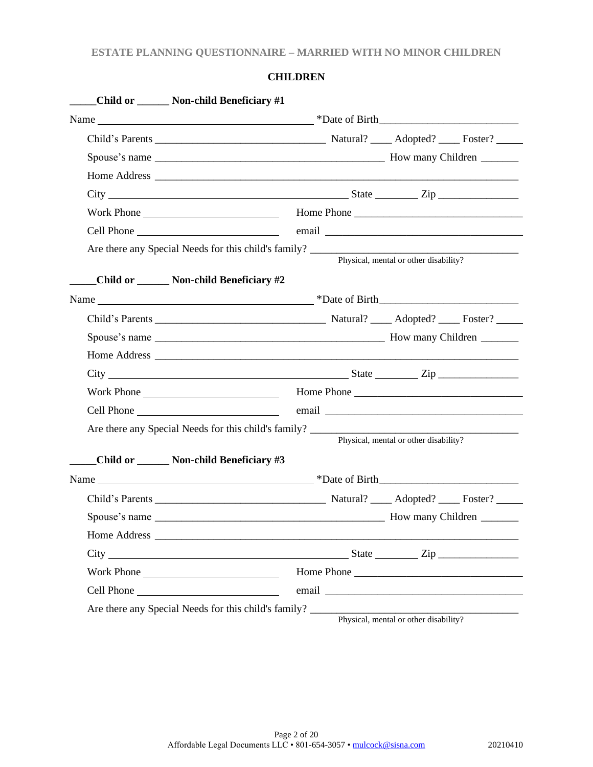## CHILDREN

**_____Child or ______ Non-child Beneficiary #1**

Name ________________________________________ *Date of Birth_________________________

Child's Parents ______________________________ Natural? ____ Adopted? ____ Foster? _____

Spouse's name _________________________________________ How many Children _______

Home Address _____________________________________________________________________

City ____________________________________________ State ________ Zip _______________

Work Phone _________________________ Home Phone _______________________________

Cell Phone __________________________ email ____________________________________

Are there any Special Needs for this child's family? _______________________________________
Physical, mental or other disability?

**_____Child or ______ Non-child Beneficiary #2**

Name ________________________________________ *Date of Birth_________________________

Child's Parents ______________________________ Natural? ____ Adopted? ____ Foster? _____

Spouse's name _________________________________________ How many Children _______

Home Address _____________________________________________________________________

City ____________________________________________ State ________ Zip _______________

Work Phone _________________________ Home Phone _______________________________

Cell Phone __________________________ email ____________________________________

Are there any Special Needs for this child's family? _______________________________________
Physical, mental or other disability?

**_____Child or ______ Non-child Beneficiary #3**

Name ________________________________________ *Date of Birth_________________________

Child's Parents ______________________________ Natural? ____ Adopted? ____ Foster? _____

Spouse's name _________________________________________ How many Children _______

Home Address _____________________________________________________________________

City ____________________________________________ State ________ Zip _______________

Work Phone _________________________ Home Phone _______________________________

Cell Phone __________________________ email ____________________________________

Are there any Special Needs for this child's family? _______________________________________
Physical, mental or other disability?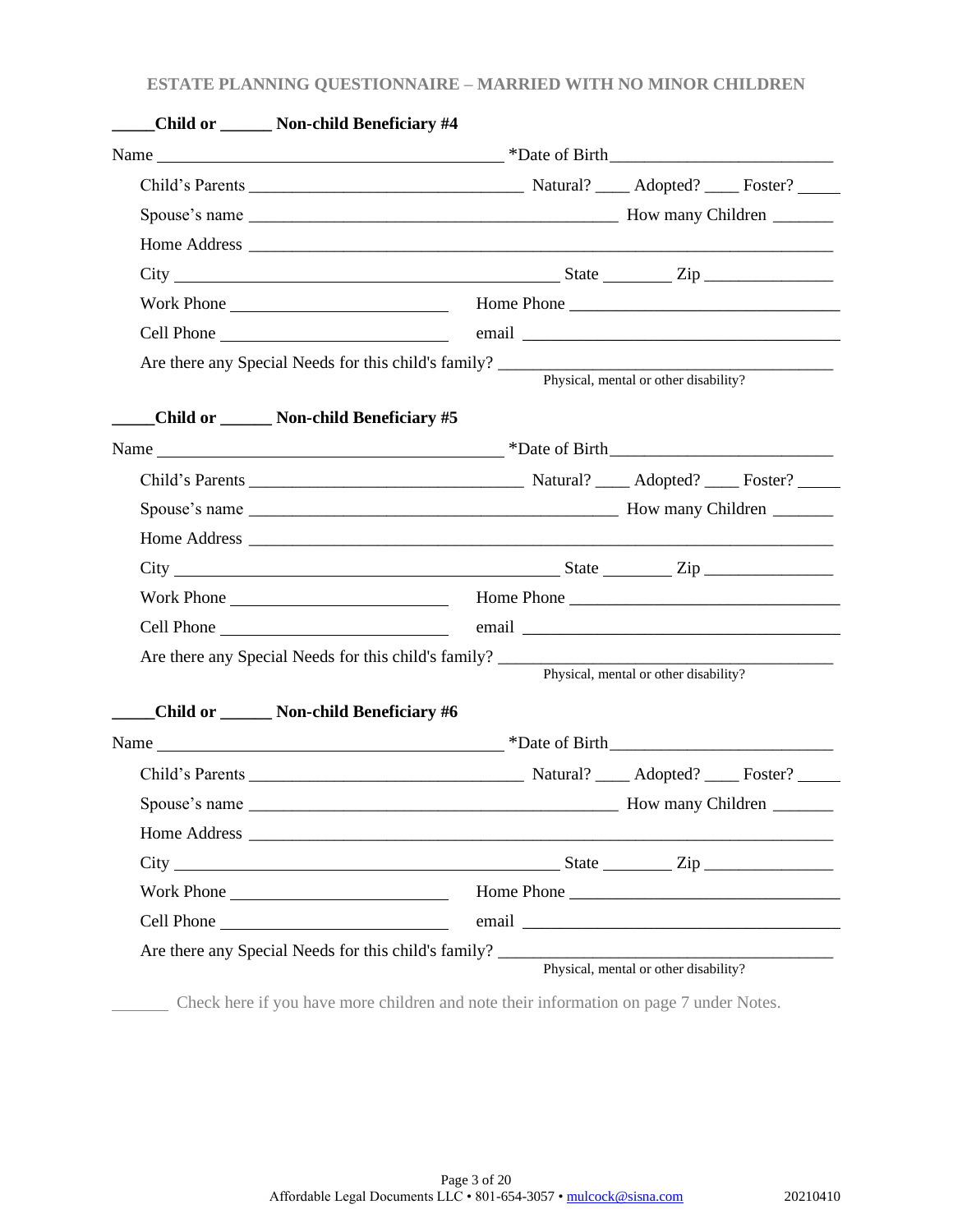**_____Child or ______ Non-child Beneficiary #4**

Name ________________________________________ *Date of Birth_________________________

Child's Parents _______________________________ Natural? ____ Adopted? ____ Foster? _____

Spouse's name __________________________________________ How many Children _______

Home Address ________________________________________________________________

City ____________________________________________ State ________ Zip _______________

Work Phone _________________________ Home Phone _______________________________

Cell Phone __________________________ email ____________________________________

Are there any Special Needs for this child's family? ______________________________________

Physical, mental or other disability?

**_____Child or ______ Non-child Beneficiary #5**

Name ________________________________________ *Date of Birth_________________________

Child's Parents _______________________________ Natural? ____ Adopted? ____ Foster? _____

Spouse's name __________________________________________ How many Children _______

Home Address ________________________________________________________________

City ____________________________________________ State ________ Zip _______________

Work Phone _________________________ Home Phone _______________________________

Cell Phone __________________________ email ____________________________________

Are there any Special Needs for this child's family? ______________________________________

Physical, mental or other disability?

**_____Child or ______ Non-child Beneficiary #6**

Name ________________________________________ *Date of Birth_________________________

Child's Parents _______________________________ Natural? ____ Adopted? ____ Foster? _____

Spouse's name __________________________________________ How many Children _______

Home Address ________________________________________________________________

City ____________________________________________ State ________ Zip _______________

Work Phone _________________________ Home Phone _______________________________

Cell Phone __________________________ email ____________________________________

Are there any Special Needs for this child's family? ______________________________________

Physical, mental or other disability?

_______ Check here if you have more children and note their information on page 7 under Notes.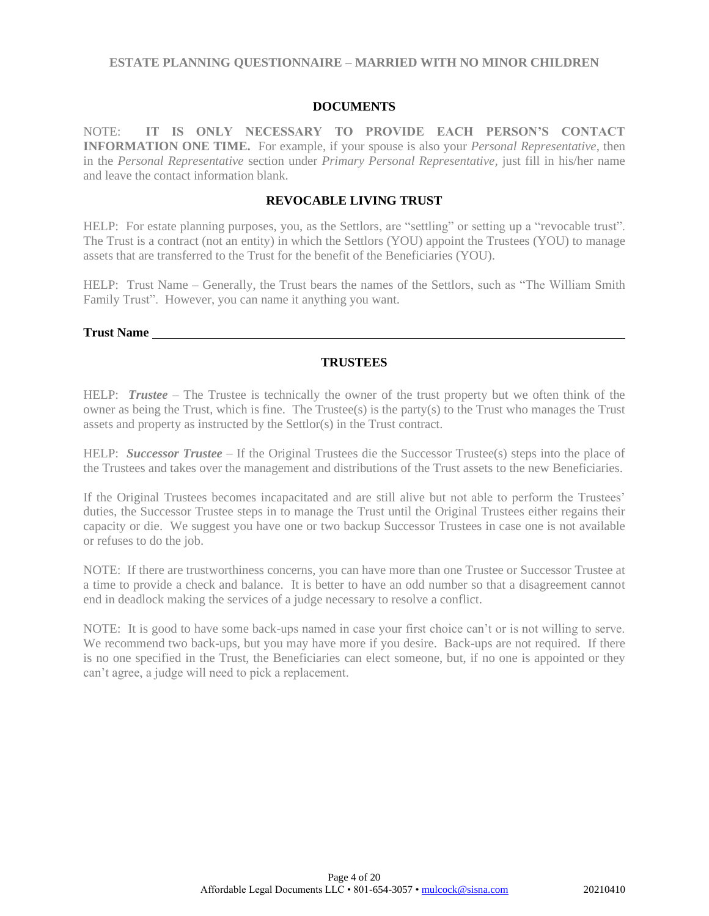## DOCUMENTS

NOTE: **IT IS ONLY NECESSARY TO PROVIDE EACH PERSON'S CONTACT INFORMATION ONE TIME.** For example, if your spouse is also your *Personal Representative*, then in the *Personal Representative* section under *Primary Personal Representative*, just fill in his/her name and leave the contact information blank.

## REVOCABLE LIVING TRUST

HELP: For estate planning purposes, you, as the Settlors, are "settling" or setting up a "revocable trust". The Trust is a contract (not an entity) in which the Settlors (YOU) appoint the Trustees (YOU) to manage assets that are transferred to the Trust for the benefit of the Beneficiaries (YOU).

HELP: Trust Name – Generally, the Trust bears the names of the Settlors, such as "The William Smith Family Trust". However, you can name it anything you want.

**Trust Name** ______________________________________________________________

## TRUSTEES

HELP: ***Trustee*** – The Trustee is technically the owner of the trust property but we often think of the owner as being the Trust, which is fine. The Trustee(s) is the party(s) to the Trust who manages the Trust assets and property as instructed by the Settlor(s) in the Trust contract.

HELP: ***Successor Trustee*** – If the Original Trustees die the Successor Trustee(s) steps into the place of the Trustees and takes over the management and distributions of the Trust assets to the new Beneficiaries.

If the Original Trustees becomes incapacitated and are still alive but not able to perform the Trustees' duties, the Successor Trustee steps in to manage the Trust until the Original Trustees either regains their capacity or die. We suggest you have one or two backup Successor Trustees in case one is not available or refuses to do the job.

NOTE: If there are trustworthiness concerns, you can have more than one Trustee or Successor Trustee at a time to provide a check and balance. It is better to have an odd number so that a disagreement cannot end in deadlock making the services of a judge necessary to resolve a conflict.

NOTE: It is good to have some back-ups named in case your first choice can't or is not willing to serve. We recommend two back-ups, but you may have more if you desire. Back-ups are not required. If there is no one specified in the Trust, the Beneficiaries can elect someone, but, if no one is appointed or they can't agree, a judge will need to pick a replacement.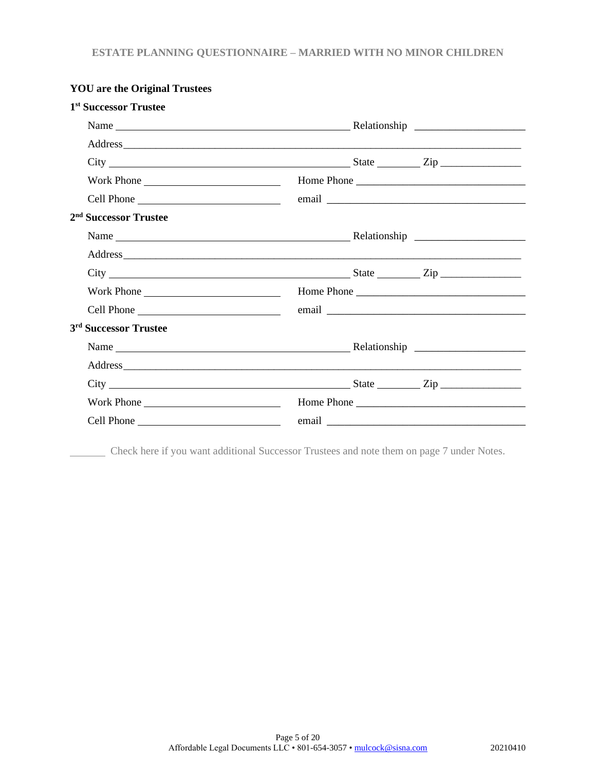**YOU are the Original Trustees**

**1st Successor Trustee**

Name ______________________________ Relationship ____________________

Address ______________________________________________________________

City ______________________________ State ________ Zip ______________

Work Phone ______________________ Home Phone ______________________

Cell Phone ______________________ email ____________________________

**2nd Successor Trustee**

Name ______________________________ Relationship ____________________

Address ______________________________________________________________

City ______________________________ State ________ Zip ______________

Work Phone ______________________ Home Phone ______________________

Cell Phone ______________________ email ____________________________

**3rd Successor Trustee**

Name ______________________________ Relationship ____________________

Address ______________________________________________________________

City ______________________________ State ________ Zip ______________

Work Phone ______________________ Home Phone ______________________

Cell Phone ______________________ email ____________________________

_______ Check here if you want additional Successor Trustees and note them on page 7 under Notes.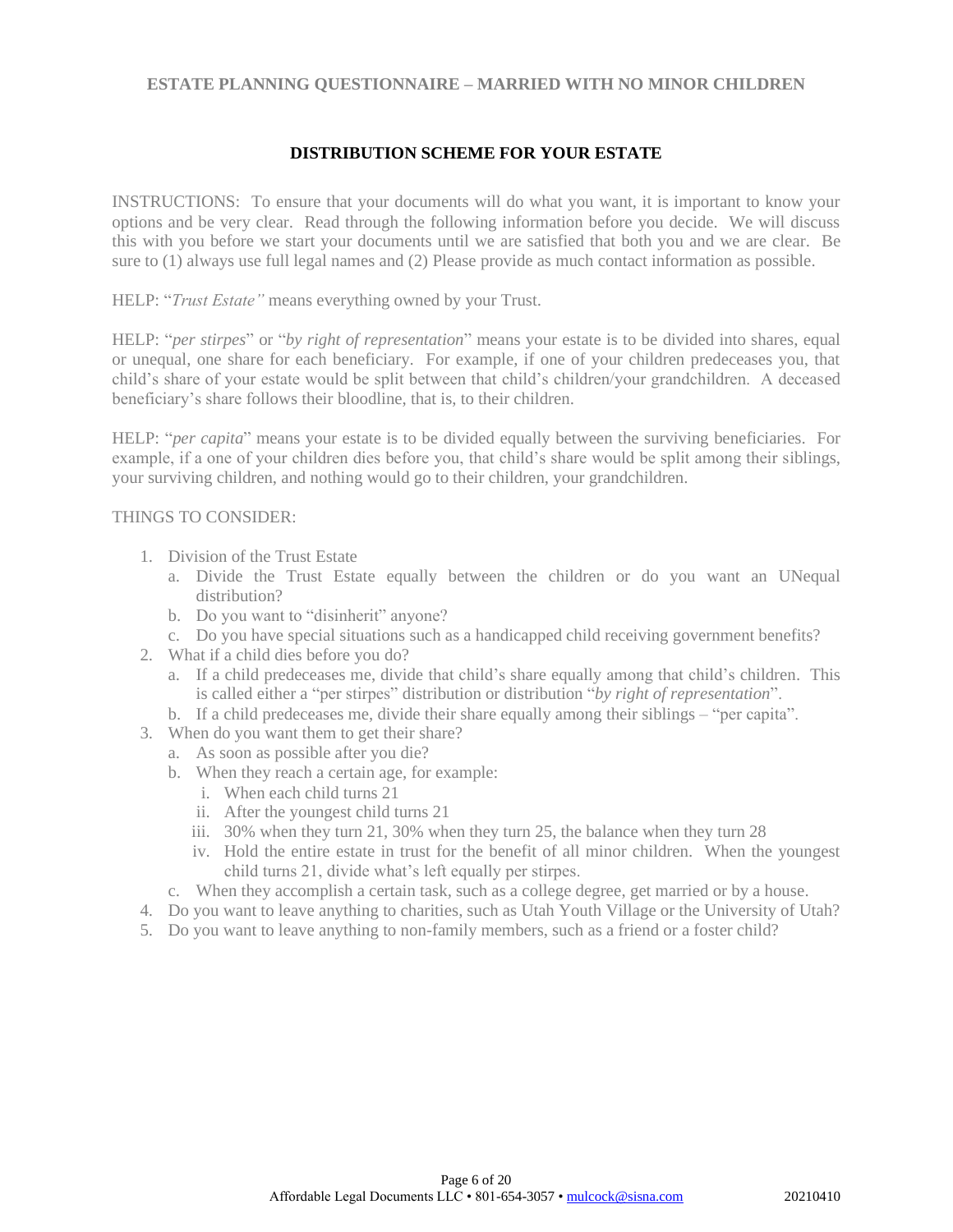## DISTRIBUTION SCHEME FOR YOUR ESTATE

INSTRUCTIONS: To ensure that your documents will do what you want, it is important to know your options and be very clear. Read through the following information before you decide. We will discuss this with you before we start your documents until we are satisfied that both you and we are clear. Be sure to (1) always use full legal names and (2) Please provide as much contact information as possible.

HELP: "*Trust Estate"* means everything owned by your Trust.

HELP: "*per stirpes*" or "*by right of representation*" means your estate is to be divided into shares, equal or unequal, one share for each beneficiary. For example, if one of your children predeceases you, that child's share of your estate would be split between that child's children/your grandchildren. A deceased beneficiary's share follows their bloodline, that is, to their children.

HELP: "*per capita*" means your estate is to be divided equally between the surviving beneficiaries. For example, if a one of your children dies before you, that child's share would be split among their siblings, your surviving children, and nothing would go to their children, your grandchildren.

THINGS TO CONSIDER:

1. Division of the Trust Estate
   a. Divide the Trust Estate equally between the children or do you want an UNequal distribution?
   b. Do you want to "disinherit" anyone?
   c. Do you have special situations such as a handicapped child receiving government benefits?
2. What if a child dies before you do?
   a. If a child predeceases me, divide that child's share equally among that child's children. This is called either a "per stirpes" distribution or distribution "*by right of representation*".
   b. If a child predeceases me, divide their share equally among their siblings – "per capita".
3. When do you want them to get their share?
   a. As soon as possible after you die?
   b. When they reach a certain age, for example:
      i. When each child turns 21
      ii. After the youngest child turns 21
      iii. 30% when they turn 21, 30% when they turn 25, the balance when they turn 28
      iv. Hold the entire estate in trust for the benefit of all minor children. When the youngest child turns 21, divide what's left equally per stirpes.
   c. When they accomplish a certain task, such as a college degree, get married or by a house.
4. Do you want to leave anything to charities, such as Utah Youth Village or the University of Utah?
5. Do you want to leave anything to non-family members, such as a friend or a foster child?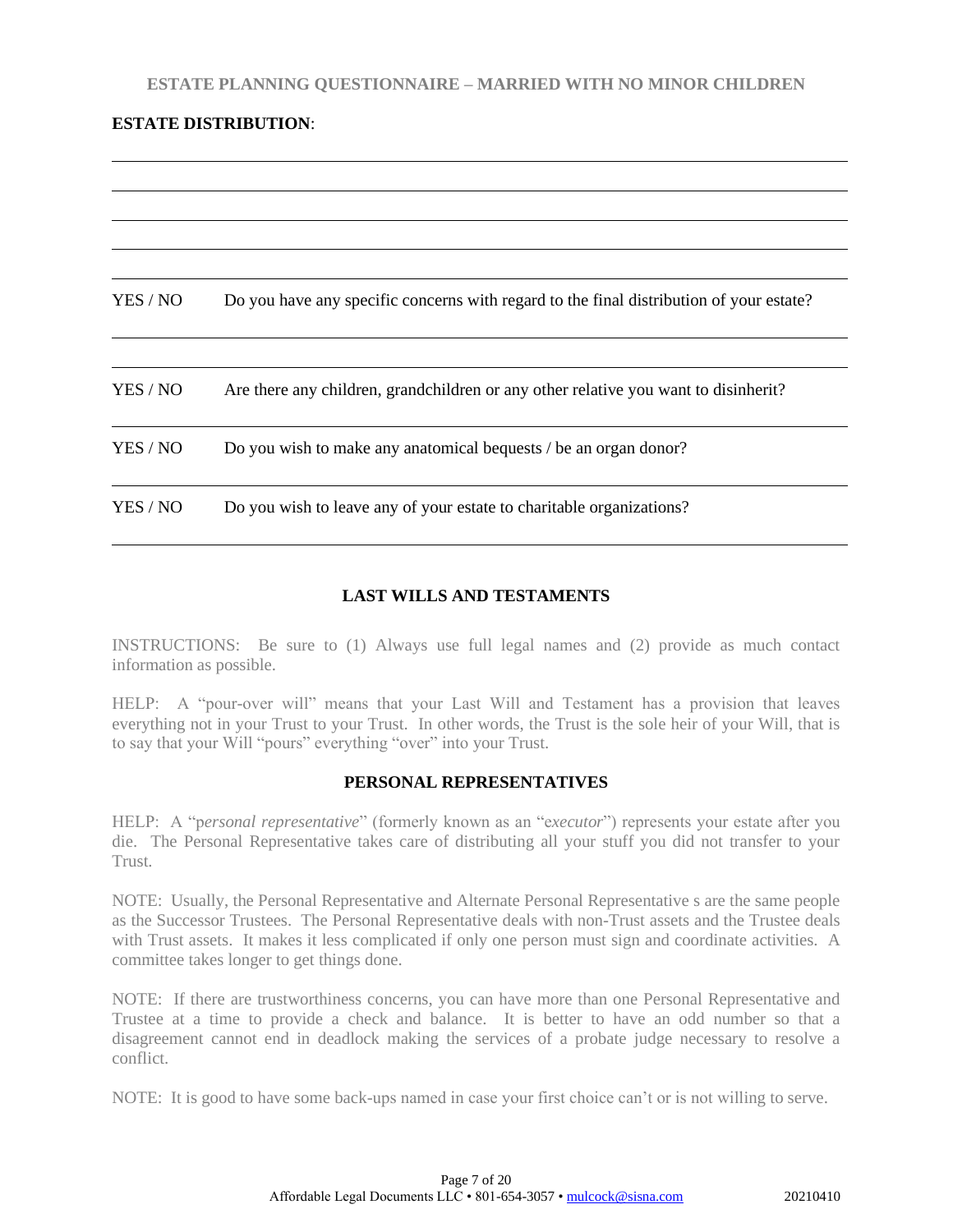**ESTATE DISTRIBUTION**:

YES / NO Do you have any specific concerns with regard to the final distribution of your estate?

YES / NO Are there any children, grandchildren or any other relative you want to disinherit?

YES / NO Do you wish to make any anatomical bequests / be an organ donor?

YES / NO Do you wish to leave any of your estate to charitable organizations?

## LAST WILLS AND TESTAMENTS

INSTRUCTIONS: Be sure to (1) Always use full legal names and (2) provide as much contact information as possible.

HELP: A "pour-over will" means that your Last Will and Testament has a provision that leaves everything not in your Trust to your Trust. In other words, the Trust is the sole heir of your Will, that is to say that your Will "pours" everything "over" into your Trust.

## PERSONAL REPRESENTATIVES

HELP: A "p*ersonal representative*" (formerly known as an "e*xecutor*") represents your estate after you die. The Personal Representative takes care of distributing all your stuff you did not transfer to your Trust.

NOTE: Usually, the Personal Representative and Alternate Personal Representative s are the same people as the Successor Trustees. The Personal Representative deals with non-Trust assets and the Trustee deals with Trust assets. It makes it less complicated if only one person must sign and coordinate activities. A committee takes longer to get things done.

NOTE: If there are trustworthiness concerns, you can have more than one Personal Representative and Trustee at a time to provide a check and balance. It is better to have an odd number so that a disagreement cannot end in deadlock making the services of a probate judge necessary to resolve a conflict.

NOTE: It is good to have some back-ups named in case your first choice can't or is not willing to serve.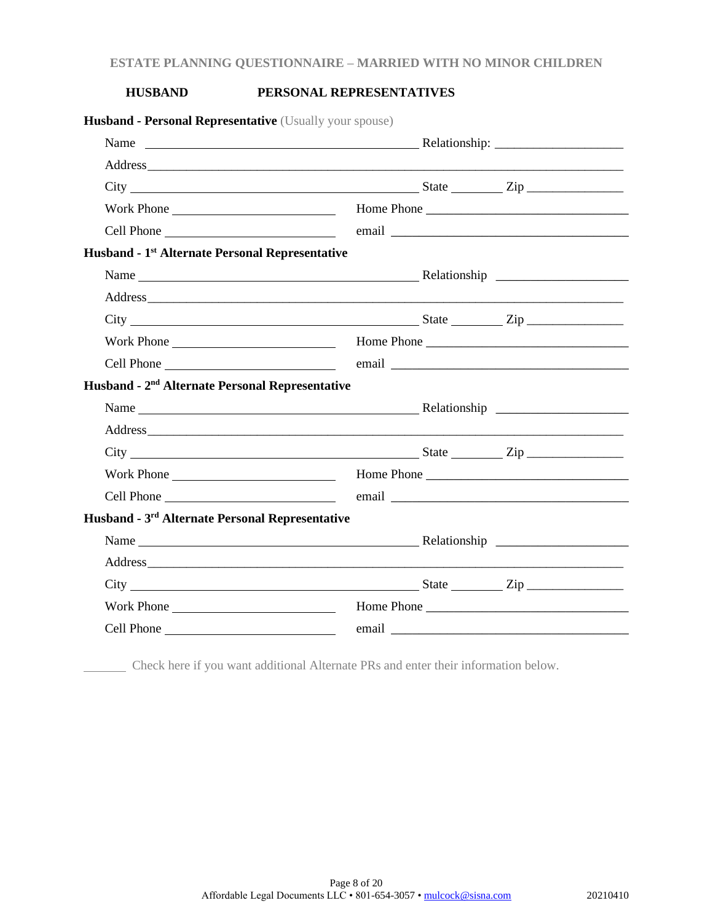**HUSBAND PERSONAL REPRESENTATIVES**

**Husband - Personal Representative** (Usually your spouse)

Name ______________________________ Relationship: ____________________

Address ______________________________________________________________

City ______________________________ State ________ Zip _______________

Work Phone __________________________ Home Phone _______________________________

Cell Phone __________________________ email _____________________________________

**Husband - 1st Alternate Personal Representative**

Name ______________________________ Relationship ____________________

Address ______________________________________________________________

City ______________________________ State ________ Zip _______________

Work Phone __________________________ Home Phone _______________________________

Cell Phone __________________________ email _____________________________________

**Husband - 2nd Alternate Personal Representative**

Name ______________________________ Relationship ____________________

Address ______________________________________________________________

City ______________________________ State ________ Zip _______________

Work Phone __________________________ Home Phone _______________________________

Cell Phone __________________________ email _____________________________________

**Husband - 3rd Alternate Personal Representative**

Name ______________________________ Relationship ____________________

Address ______________________________________________________________

City ______________________________ State ________ Zip _______________

Work Phone __________________________ Home Phone _______________________________

Cell Phone __________________________ email _____________________________________

_______ Check here if you want additional Alternate PRs and enter their information below.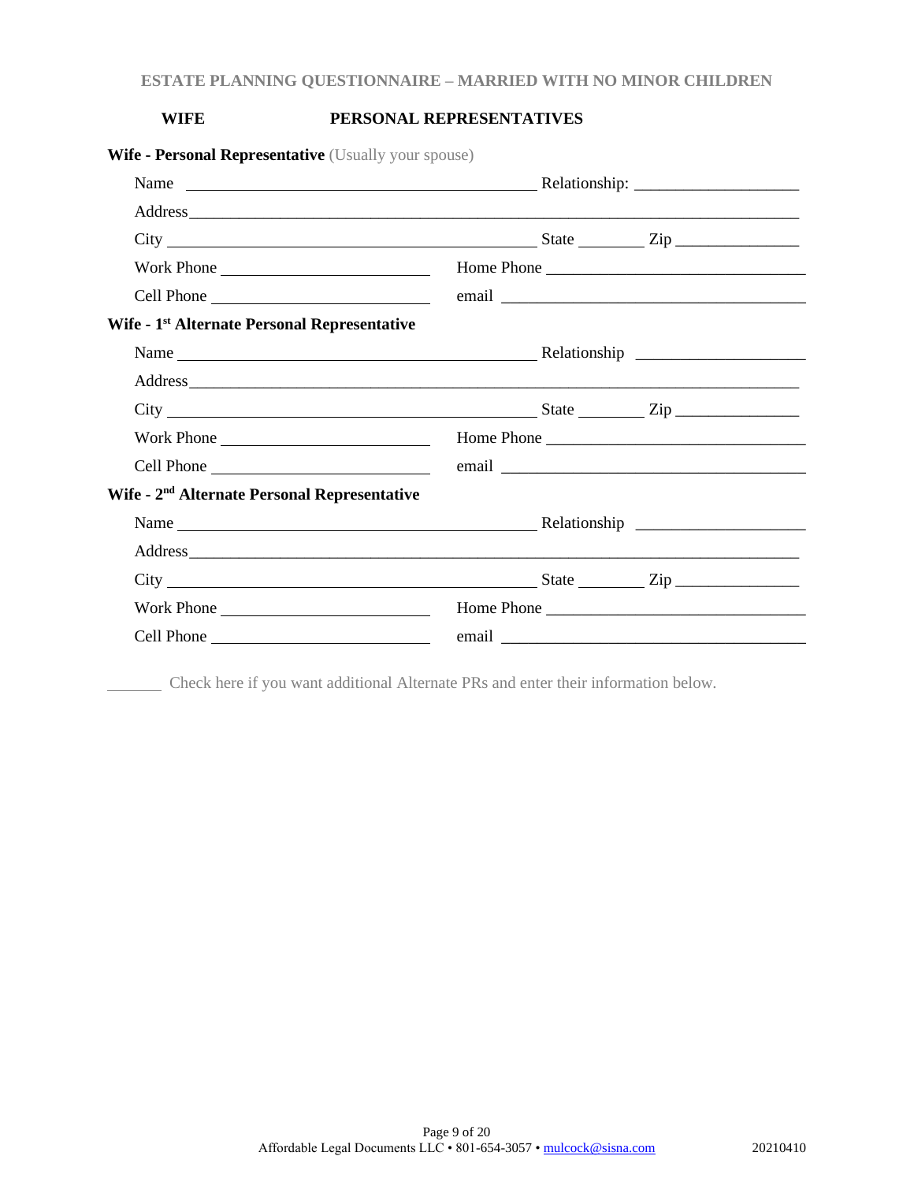**WIFE PERSONAL REPRESENTATIVES**

**Wife - Personal Representative** (Usually your spouse)

Name ____________________________________________ Relationship: ____________________

Address___________________________________________________________________________

City ____________________________________________ State ________ Zip _______________

Work Phone __________________________ Home Phone ________________________________

Cell Phone __________________________ email ______________________________________

**Wife - 1st Alternate Personal Representative**

Name ____________________________________________ Relationship ____________________

Address___________________________________________________________________________

City ____________________________________________ State ________ Zip _______________

Work Phone __________________________ Home Phone ________________________________

Cell Phone __________________________ email ______________________________________

**Wife - 2nd Alternate Personal Representative**

Name ____________________________________________ Relationship ____________________

Address___________________________________________________________________________

City ____________________________________________ State ________ Zip _______________

Work Phone __________________________ Home Phone ________________________________

Cell Phone __________________________ email ______________________________________

_______ Check here if you want additional Alternate PRs and enter their information below.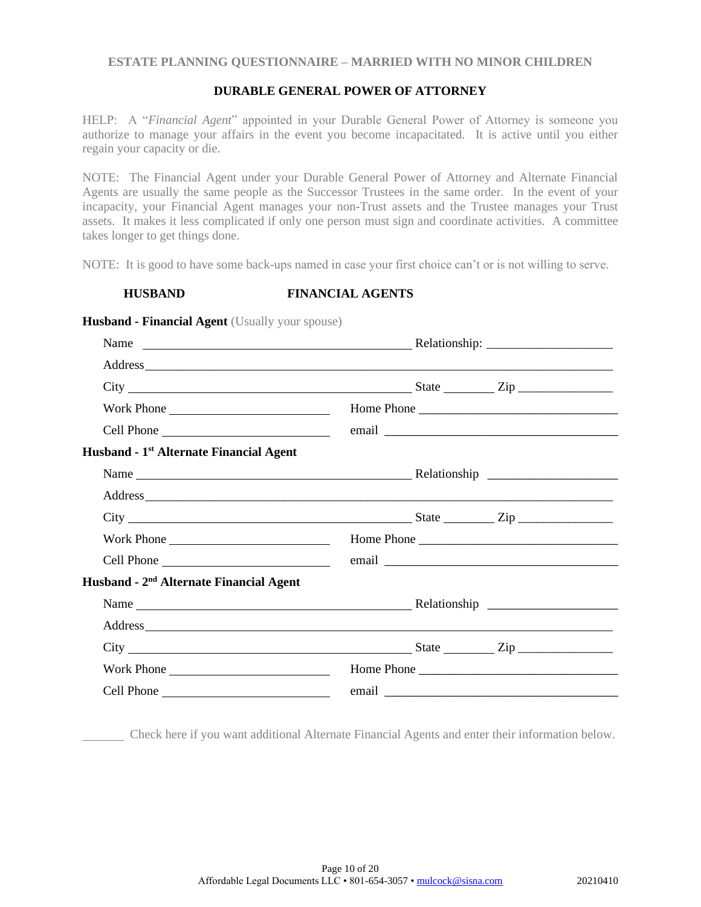ESTATE PLANNING QUESTIONNAIRE – MARRIED WITH NO MINOR CHILDREN

## DURABLE GENERAL POWER OF ATTORNEY

HELP: A "*Financial Agent*" appointed in your Durable General Power of Attorney is someone you authorize to manage your affairs in the event you become incapacitated. It is active until you either regain your capacity or die.

NOTE: The Financial Agent under your Durable General Power of Attorney and Alternate Financial Agents are usually the same people as the Successor Trustees in the same order. In the event of your incapacity, your Financial Agent manages your non-Trust assets and the Trustee manages your Trust assets. It makes it less complicated if only one person must sign and coordinate activities. A committee takes longer to get things done.

NOTE: It is good to have some back-ups named in case your first choice can't or is not willing to serve.

**HUSBAND** **FINANCIAL AGENTS**

**Husband - Financial Agent** (Usually your spouse)

Name ____________________________________________ Relationship: ____________________

Address ____________________________________________________________________________

City ____________________________________________ State ________ Zip _______________

Work Phone __________________________ Home Phone ________________________________

Cell Phone __________________________ email ______________________________________

**Husband - 1st Alternate Financial Agent**

Name ____________________________________________ Relationship ____________________

Address ____________________________________________________________________________

City ____________________________________________ State ________ Zip _______________

Work Phone __________________________ Home Phone ________________________________

Cell Phone __________________________ email ______________________________________

**Husband - 2nd Alternate Financial Agent**

Name ____________________________________________ Relationship ____________________

Address ____________________________________________________________________________

City ____________________________________________ State ________ Zip _______________

Work Phone __________________________ Home Phone ________________________________

Cell Phone __________________________ email ______________________________________

_______ Check here if you want additional Alternate Financial Agents and enter their information below.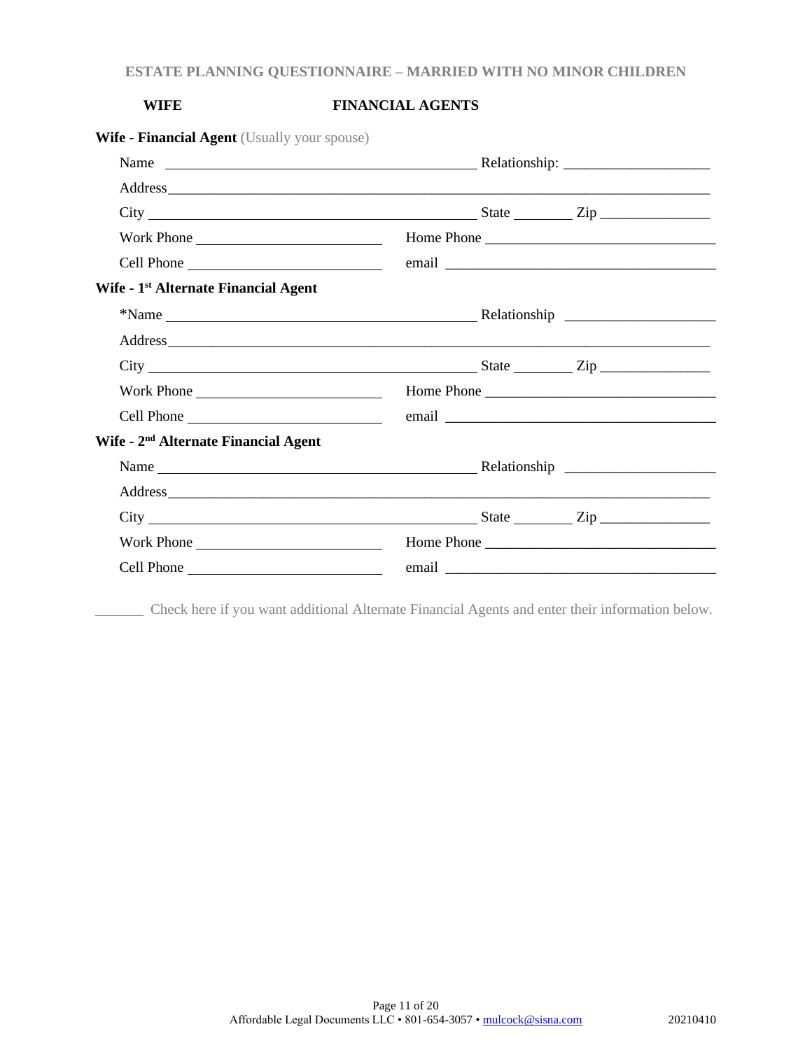**WIFE FINANCIAL AGENTS**

**Wife - Financial Agent** (Usually your spouse)

Name ______________________________________ Relationship: ____________________

Address ____________________________________________________________________________

City ______________________________________ State ________ Zip _______________

Work Phone _________________________ Home Phone _______________________________

Cell Phone _________________________ email ____________________________________

**Wife - 1st Alternate Financial Agent**

*Name ______________________________________ Relationship ____________________

Address ____________________________________________________________________________

City ______________________________________ State ________ Zip _______________

Work Phone _________________________ Home Phone _______________________________

Cell Phone _________________________ email ____________________________________

**Wife - 2nd Alternate Financial Agent**

Name ______________________________________ Relationship ____________________

Address ____________________________________________________________________________

City ______________________________________ State ________ Zip _______________

Work Phone _________________________ Home Phone _______________________________

Cell Phone _________________________ email ____________________________________

_______ Check here if you want additional Alternate Financial Agents and enter their information below.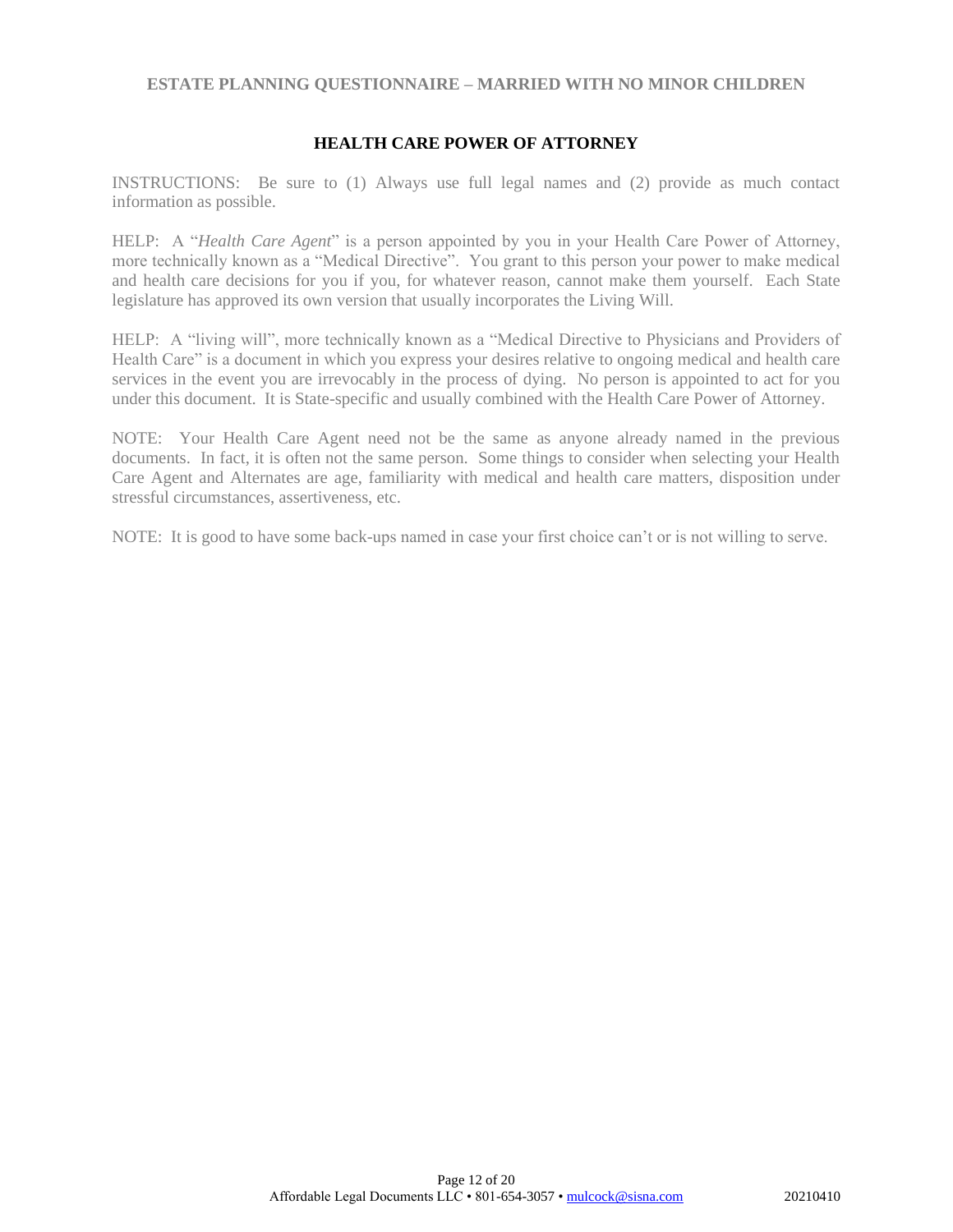## HEALTH CARE POWER OF ATTORNEY

INSTRUCTIONS: Be sure to (1) Always use full legal names and (2) provide as much contact information as possible.

HELP: A "*Health Care Agent*" is a person appointed by you in your Health Care Power of Attorney, more technically known as a "Medical Directive". You grant to this person your power to make medical and health care decisions for you if you, for whatever reason, cannot make them yourself. Each State legislature has approved its own version that usually incorporates the Living Will.

HELP: A "living will", more technically known as a "Medical Directive to Physicians and Providers of Health Care" is a document in which you express your desires relative to ongoing medical and health care services in the event you are irrevocably in the process of dying. No person is appointed to act for you under this document. It is State-specific and usually combined with the Health Care Power of Attorney.

NOTE: Your Health Care Agent need not be the same as anyone already named in the previous documents. In fact, it is often not the same person. Some things to consider when selecting your Health Care Agent and Alternates are age, familiarity with medical and health care matters, disposition under stressful circumstances, assertiveness, etc.

NOTE: It is good to have some back-ups named in case your first choice can't or is not willing to serve.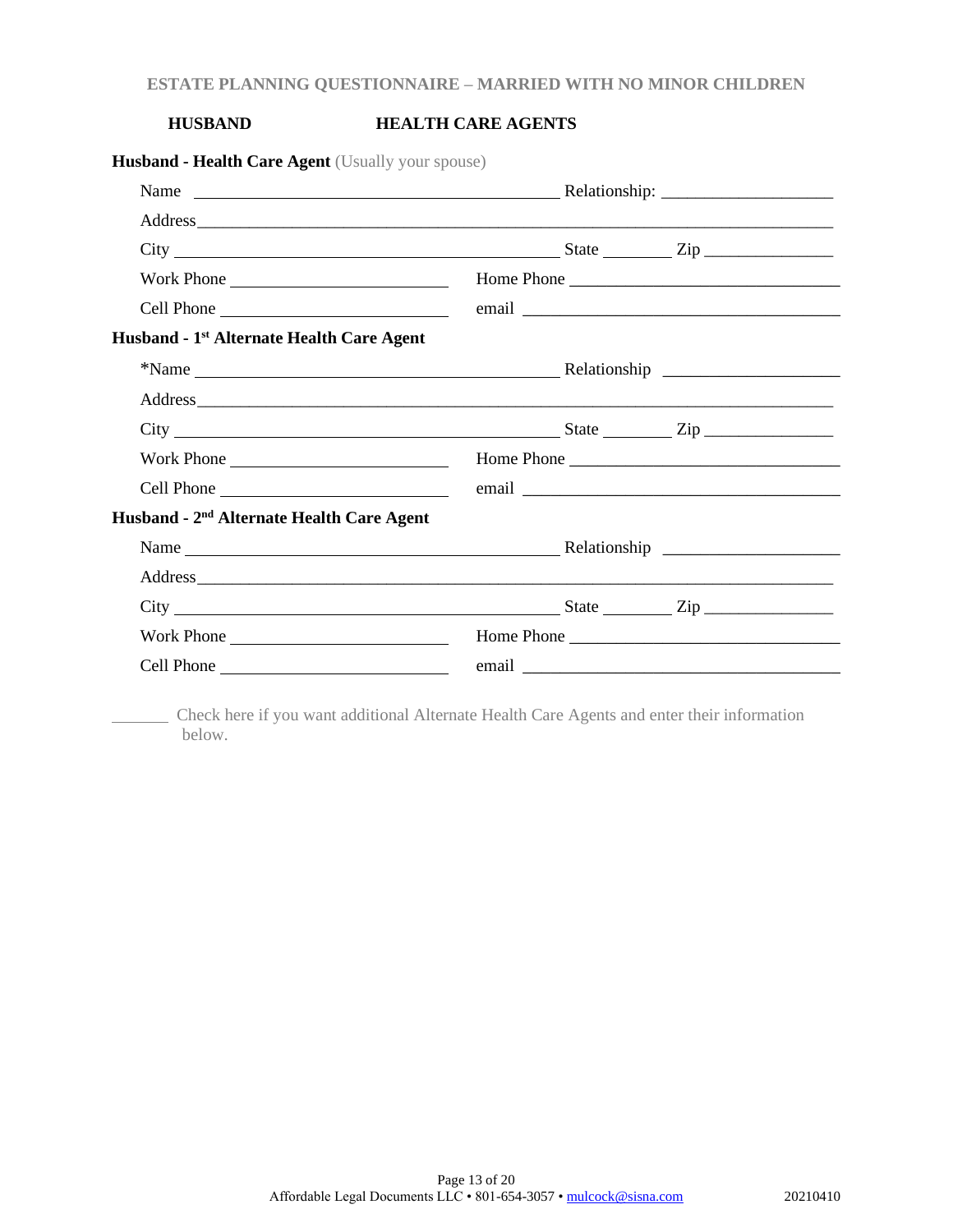**HUSBAND** **HEALTH CARE AGENTS**

**Husband - Health Care Agent** (Usually your spouse)

Name ____________________________________________ Relationship: ____________________

Address__________________________________________________________________________

City _____________________________________________ State ________ Zip _______________

Work Phone __________________________ Home Phone ________________________________

Cell Phone ___________________________ email _______________________________________

**Husband - 1st Alternate Health Care Agent**

*Name ____________________________________________ Relationship ____________________

Address__________________________________________________________________________

City _____________________________________________ State ________ Zip _______________

Work Phone __________________________ Home Phone ________________________________

Cell Phone ___________________________ email _______________________________________

**Husband - 2nd Alternate Health Care Agent**

Name _____________________________________________ Relationship ____________________

Address__________________________________________________________________________

City _____________________________________________ State ________ Zip _______________

Work Phone __________________________ Home Phone ________________________________

Cell Phone ___________________________ email _______________________________________

_______ Check here if you want additional Alternate Health Care Agents and enter their information below.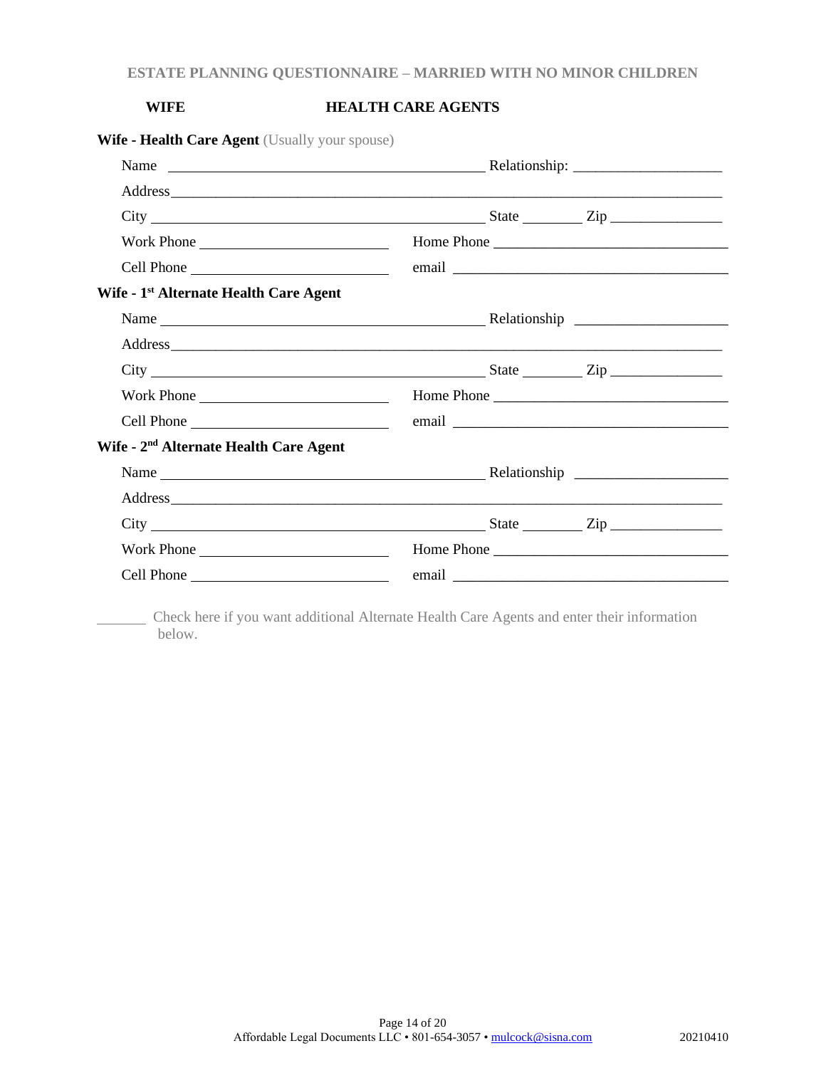**WIFE** **HEALTH CARE AGENTS**

**Wife - Health Care Agent** (Usually your spouse)

Name ______________________________________ Relationship: ____________________

Address_____________________________________________________________________

City ______________________________________ State ________ Zip _______________

Work Phone _________________________ Home Phone _______________________________

Cell Phone _________________________ email ____________________________________

**Wife - 1st Alternate Health Care Agent**

Name ______________________________________ Relationship ____________________

Address_____________________________________________________________________

City ______________________________________ State ________ Zip _______________

Work Phone _________________________ Home Phone _______________________________

Cell Phone _________________________ email ____________________________________

**Wife - 2nd Alternate Health Care Agent**

Name ______________________________________ Relationship ____________________

Address_____________________________________________________________________

City ______________________________________ State ________ Zip _______________

Work Phone _________________________ Home Phone _______________________________

Cell Phone _________________________ email ____________________________________

_______ Check here if you want additional Alternate Health Care Agents and enter their information below.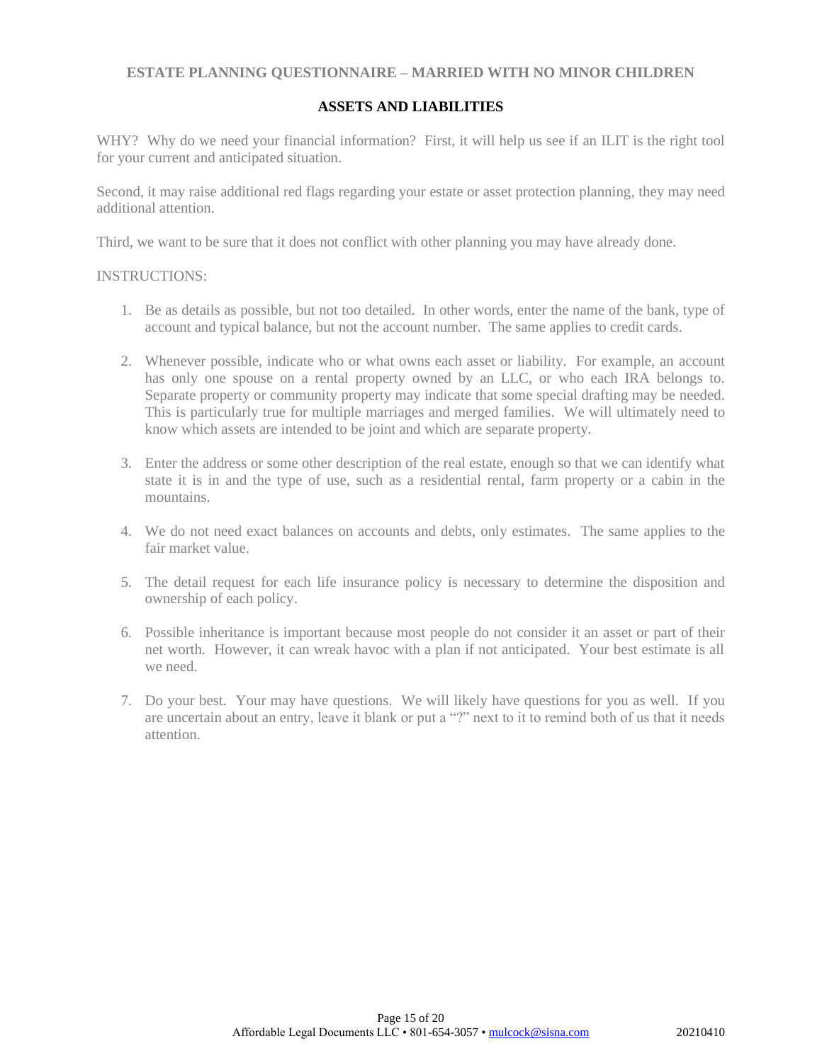ESTATE PLANNING QUESTIONNAIRE – MARRIED WITH NO MINOR CHILDREN

## ASSETS AND LIABILITIES

WHY? Why do we need your financial information? First, it will help us see if an ILIT is the right tool for your current and anticipated situation.

Second, it may raise additional red flags regarding your estate or asset protection planning, they may need additional attention.

Third, we want to be sure that it does not conflict with other planning you may have already done.

INSTRUCTIONS:

1. Be as details as possible, but not too detailed. In other words, enter the name of the bank, type of account and typical balance, but not the account number. The same applies to credit cards.

2. Whenever possible, indicate who or what owns each asset or liability. For example, an account has only one spouse on a rental property owned by an LLC, or who each IRA belongs to. Separate property or community property may indicate that some special drafting may be needed. This is particularly true for multiple marriages and merged families. We will ultimately need to know which assets are intended to be joint and which are separate property.

3. Enter the address or some other description of the real estate, enough so that we can identify what state it is in and the type of use, such as a residential rental, farm property or a cabin in the mountains.

4. We do not need exact balances on accounts and debts, only estimates. The same applies to the fair market value.

5. The detail request for each life insurance policy is necessary to determine the disposition and ownership of each policy.

6. Possible inheritance is important because most people do not consider it an asset or part of their net worth. However, it can wreak havoc with a plan if not anticipated. Your best estimate is all we need.

7. Do your best. Your may have questions. We will likely have questions for you as well. If you are uncertain about an entry, leave it blank or put a "?" next to it to remind both of us that it needs attention.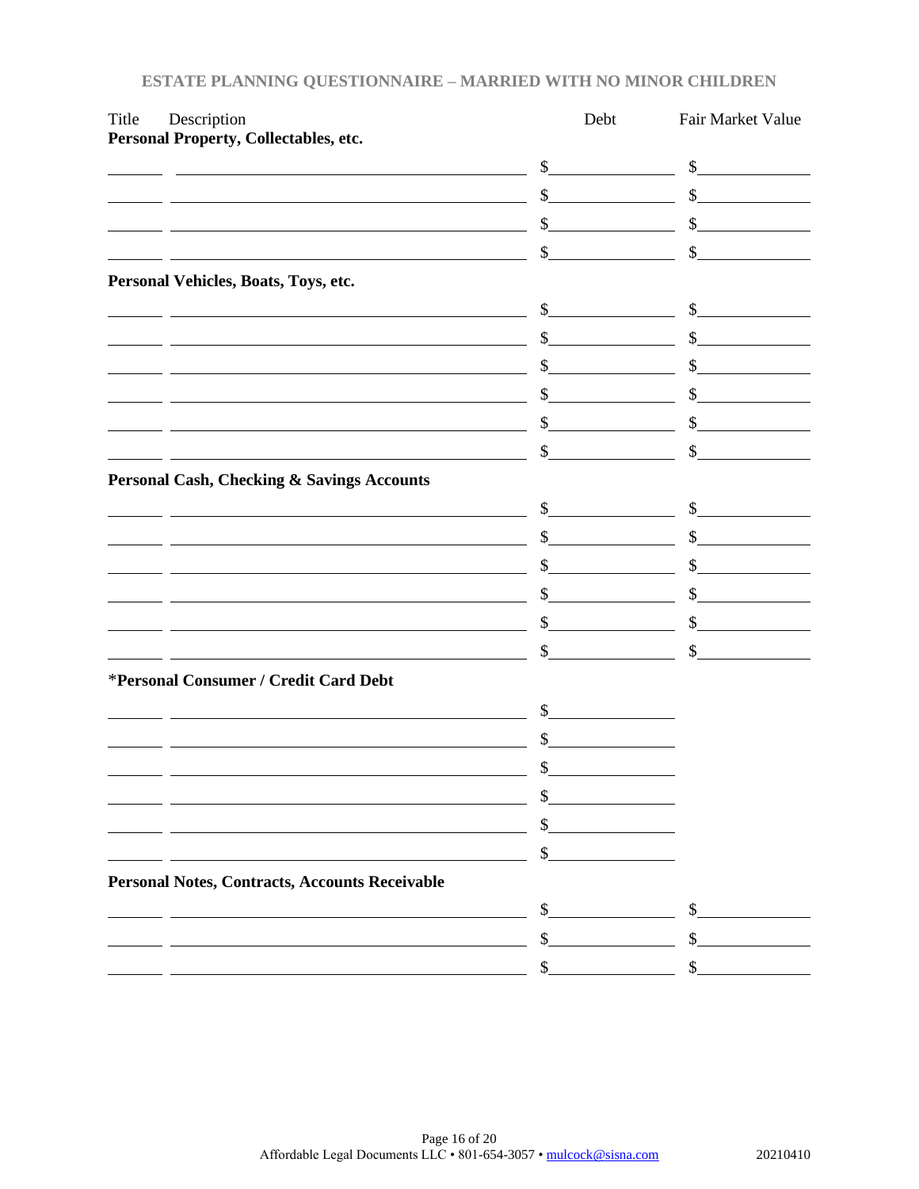ESTATE PLANNING QUESTIONNAIRE – MARRIED WITH NO MINOR CHILDREN

| Title | Description | Debt | Fair Market Value |
|---|---|---|---|
| **Personal Property, Collectables, etc.** | | | |
| | | $ | $ |
| | | $ | $ |
| | | $ | $ |
| | | $ | $ |
| **Personal Vehicles, Boats, Toys, etc.** | | | |
| | | $ | $ |
| | | $ | $ |
| | | $ | $ |
| | | $ | $ |
| | | $ | $ |
| | | $ | $ |
| **Personal Cash, Checking & Savings Accounts** | | | |
| | | $ | $ |
| | | $ | $ |
| | | $ | $ |
| | | $ | $ |
| | | $ | $ |
| | | $ | $ |
| ***Personal Consumer / Credit Card Debt** | | | |
| | | $ | |
| | | $ | |
| | | $ | |
| | | $ | |
| | | $ | |
| | | $ | |
| **Personal Notes, Contracts, Accounts Receivable** | | | |
| | | $ | $ |
| | | $ | $ |
| | | $ | $ |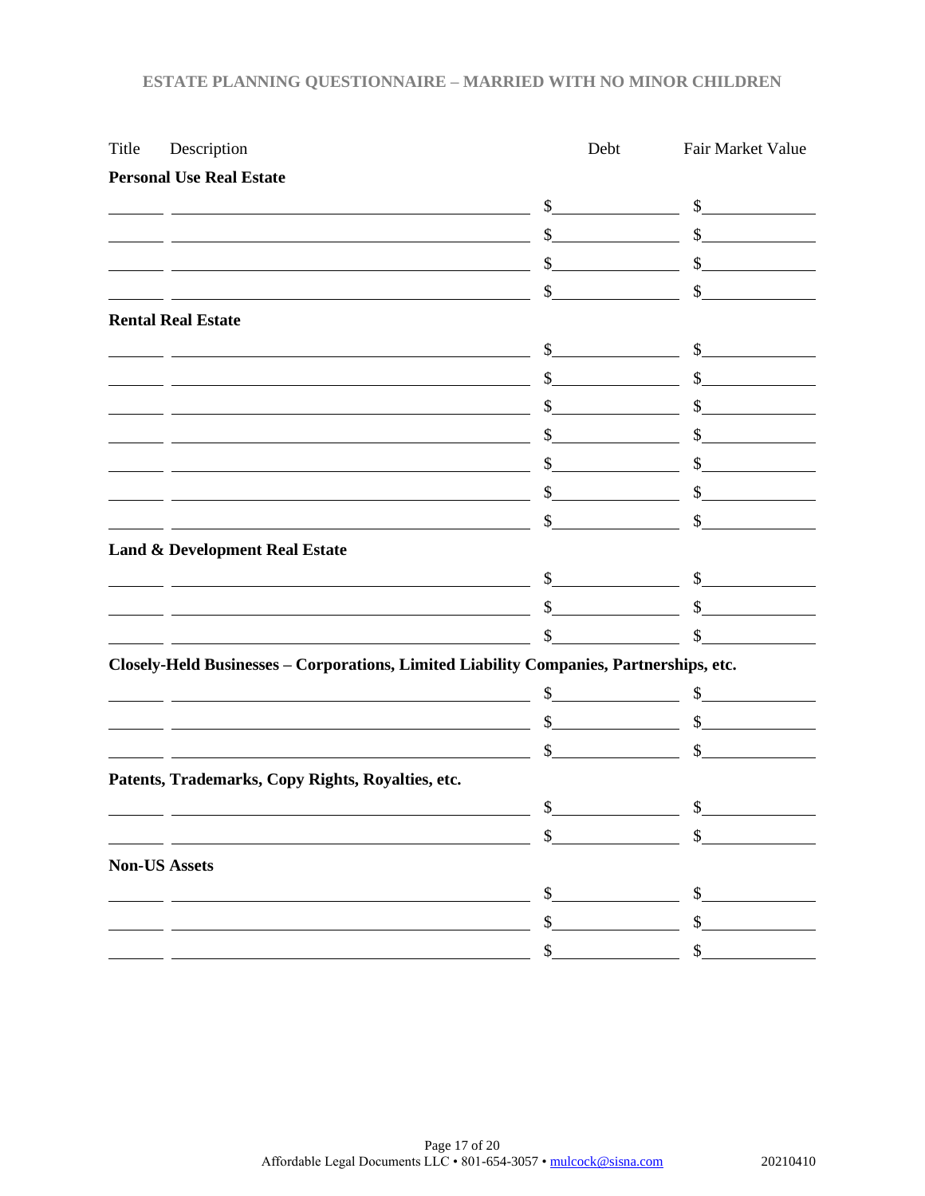| Title | Description | Debt | Fair Market Value |
|---|---|---|---|
| **Personal Use Real Estate** | | | |
| | | $ | $ |
| | | $ | $ |
| | | $ | $ |
| | | $ | $ |
| **Rental Real Estate** | | | |
| | | $ | $ |
| | | $ | $ |
| | | $ | $ |
| | | $ | $ |
| | | $ | $ |
| | | $ | $ |
| | | $ | $ |
| **Land & Development Real Estate** | | | |
| | | $ | $ |
| | | $ | $ |
| | | $ | $ |
| **Closely-Held Businesses – Corporations, Limited Liability Companies, Partnerships, etc.** | | | |
| | | $ | $ |
| | | $ | $ |
| | | $ | $ |
| **Patents, Trademarks, Copy Rights, Royalties, etc.** | | | |
| | | $ | $ |
| | | $ | $ |
| **Non-US Assets** | | | |
| | | $ | $ |
| | | $ | $ |
| | | $ | $ |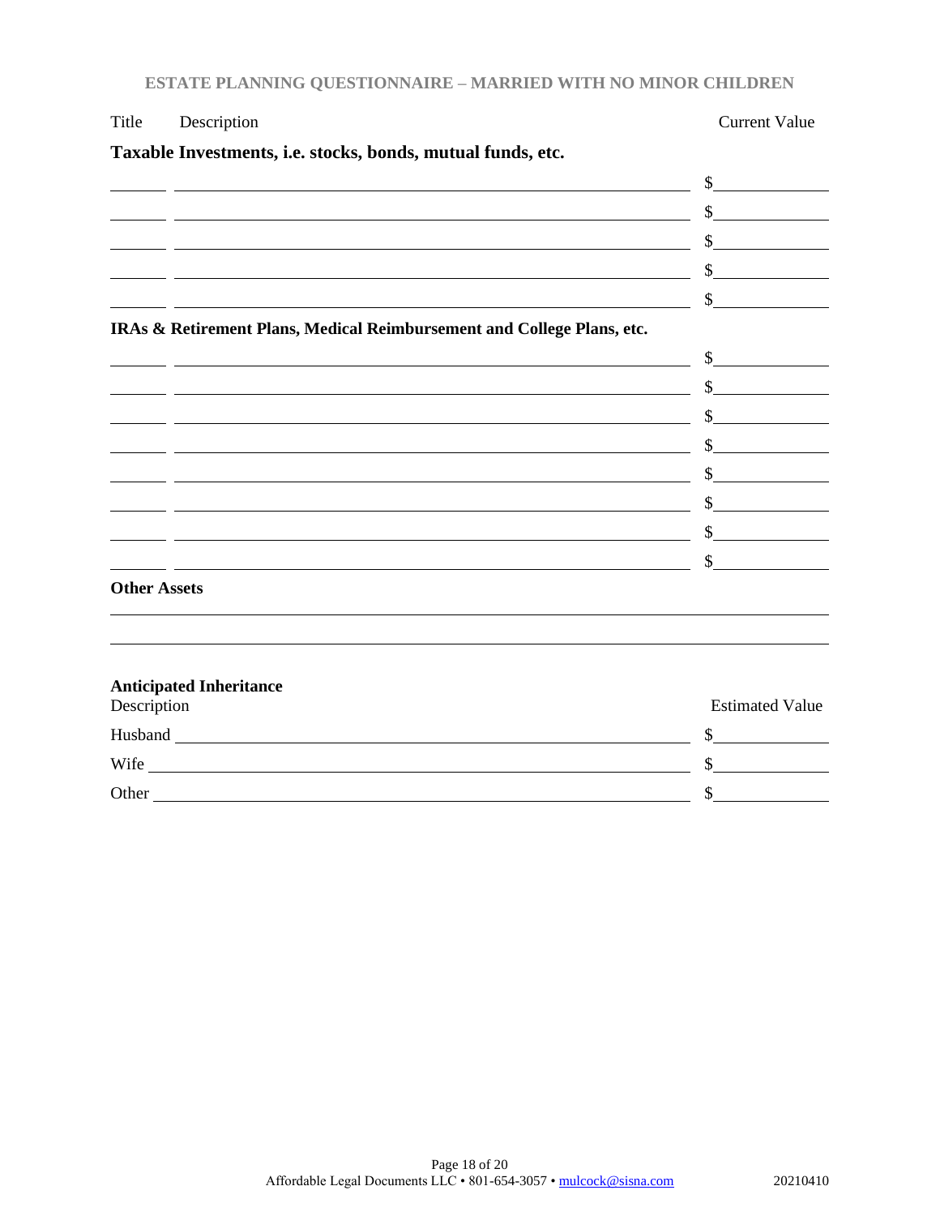Title Description Current Value

**Taxable Investments, i.e. stocks, bonds, mutual funds, etc.**

| Title | Description | Current Value |
|---|---|---|
| _______ | ____________________________________________ | $__________ |
| _______ | ____________________________________________ | $__________ |
| _______ | ____________________________________________ | $__________ |
| _______ | ____________________________________________ | $__________ |
| _______ | ____________________________________________ | $__________ |

**IRAs & Retirement Plans, Medical Reimbursement and College Plans, etc.**

| Title | Description | Current Value |
|---|---|---|
| _______ | ____________________________________________ | $__________ |
| _______ | ____________________________________________ | $__________ |
| _______ | ____________________________________________ | $__________ |
| _______ | ____________________________________________ | $__________ |
| _______ | ____________________________________________ | $__________ |
| _______ | ____________________________________________ | $__________ |
| _______ | ____________________________________________ | $__________ |
| _______ | ____________________________________________ | $__________ |

**Other Assets**

______________________________________________________________________

______________________________________________________________________

**Anticipated Inheritance**

| Description | Estimated Value |
|---|---|
| Husband ____________________________________________ | $__________ |
| Wife ____________________________________________ | $__________ |
| Other ____________________________________________ | $__________ |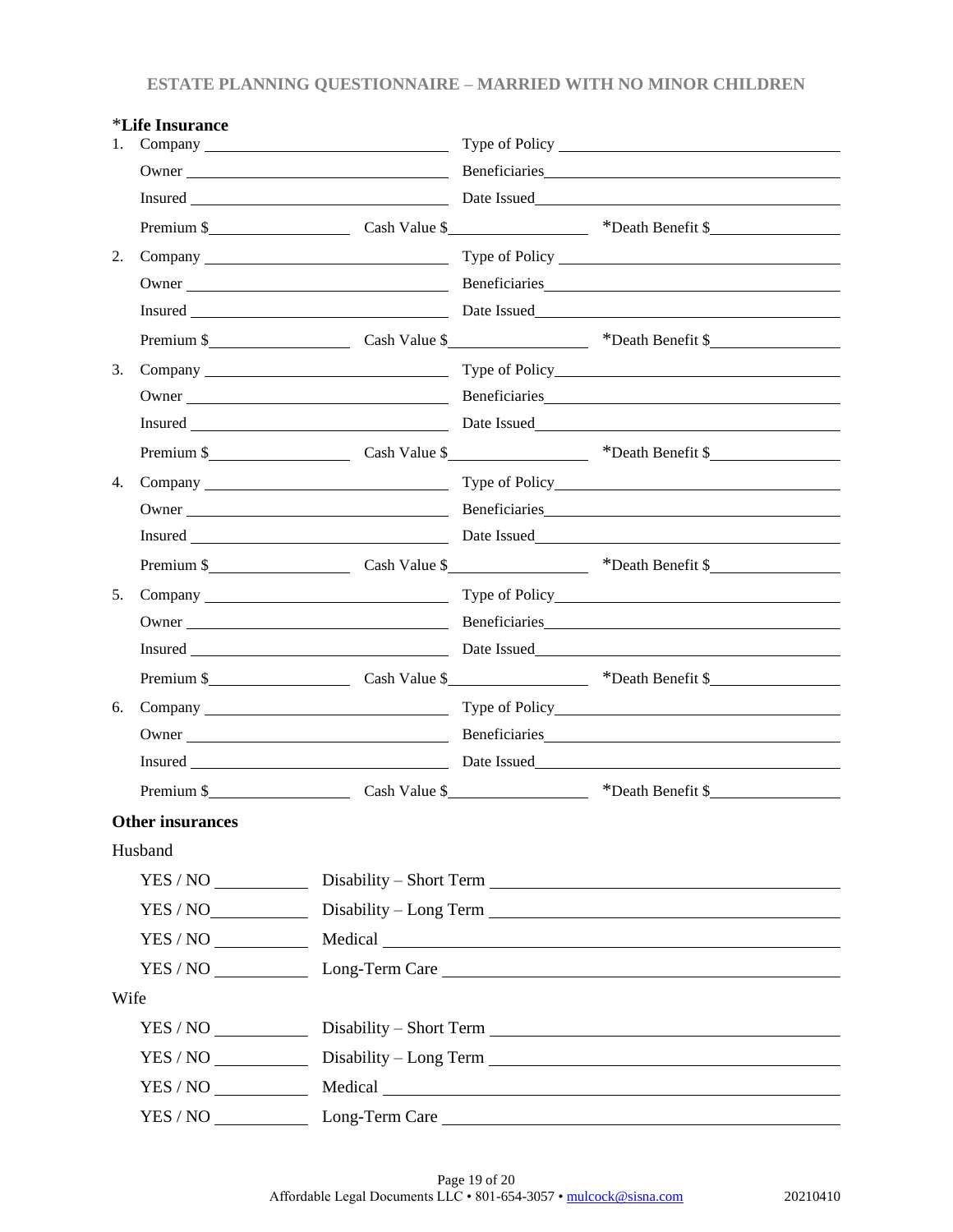### *Life Insurance

1. Company ______________________ Type of Policy ______________________
   Owner ______________________ Beneficiaries______________________
   Insured ______________________ Date Issued______________________
   Premium $______________ Cash Value $______________ *Death Benefit $______________
2. Company ______________________ Type of Policy ______________________
   Owner ______________________ Beneficiaries______________________
   Insured ______________________ Date Issued______________________
   Premium $______________ Cash Value $______________ *Death Benefit $______________
3. Company ______________________ Type of Policy______________________
   Owner ______________________ Beneficiaries______________________
   Insured ______________________ Date Issued______________________
   Premium $______________ Cash Value $______________ *Death Benefit $______________
4. Company ______________________ Type of Policy______________________
   Owner ______________________ Beneficiaries______________________
   Insured ______________________ Date Issued______________________
   Premium $______________ Cash Value $______________ *Death Benefit $______________
5. Company ______________________ Type of Policy______________________
   Owner ______________________ Beneficiaries______________________
   Insured ______________________ Date Issued______________________
   Premium $______________ Cash Value $______________ *Death Benefit $______________
6. Company ______________________ Type of Policy______________________
   Owner ______________________ Beneficiaries______________________
   Insured ______________________ Date Issued______________________
   Premium $______________ Cash Value $______________ *Death Benefit $______________

### Other insurances

Husband

YES / NO __________ Disability – Short Term ______________________

YES / NO__________ Disability – Long Term ______________________

YES / NO __________ Medical ______________________

YES / NO __________ Long-Term Care ______________________

Wife

YES / NO __________ Disability – Short Term ______________________

YES / NO __________ Disability – Long Term ______________________

YES / NO __________ Medical ______________________

YES / NO __________ Long-Term Care ______________________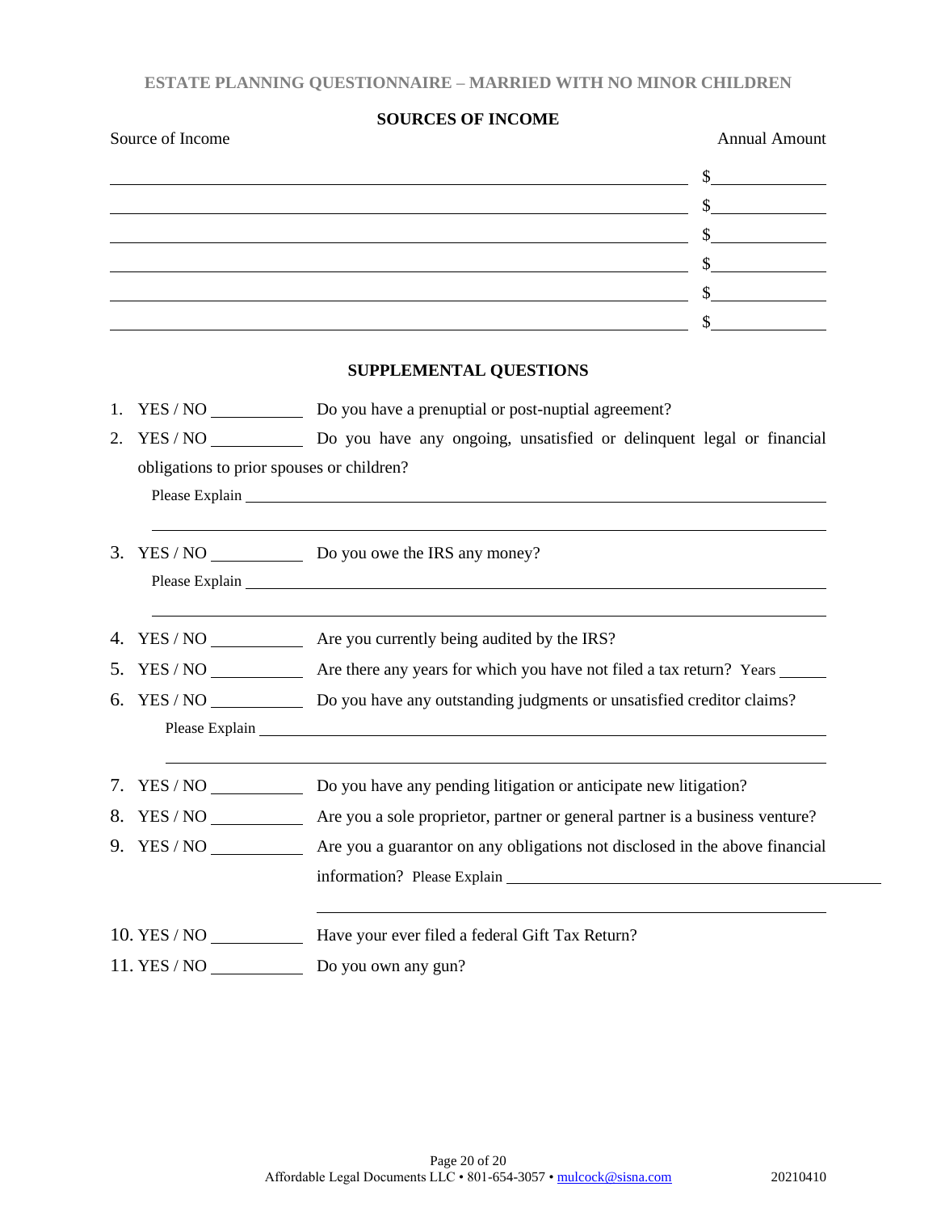## SOURCES OF INCOME

| Source of Income | Annual Amount |
| --- | --- |
| | $ |
| | $ |
| | $ |
| | $ |
| | $ |
| | $ |

## SUPPLEMENTAL QUESTIONS

1. YES / NO ___________ Do you have a prenuptial or post-nuptial agreement?
2. YES / NO ___________ Do you have any ongoing, unsatisfied or delinquent legal or financial obligations to prior spouses or children?
   Please Explain ______________________________________________________________________
   ______________________________________________________________________
3. YES / NO ___________ Do you owe the IRS any money?
   Please Explain ______________________________________________________________________
   ______________________________________________________________________
4. YES / NO ___________ Are you currently being audited by the IRS?
5. YES / NO ___________ Are there any years for which you have not filed a tax return? Years ______
6. YES / NO ___________ Do you have any outstanding judgments or unsatisfied creditor claims?
   Please Explain ______________________________________________________________________
   ______________________________________________________________________
7. YES / NO ___________ Do you have any pending litigation or anticipate new litigation?
8. YES / NO ___________ Are you a sole proprietor, partner or general partner is a business venture?
9. YES / NO ___________ Are you a guarantor on any obligations not disclosed in the above financial information? Please Explain ______________________________________________________________________
   ______________________________________________________________________
10. YES / NO ___________ Have your ever filed a federal Gift Tax Return?
11. YES / NO ___________ Do you own any gun?